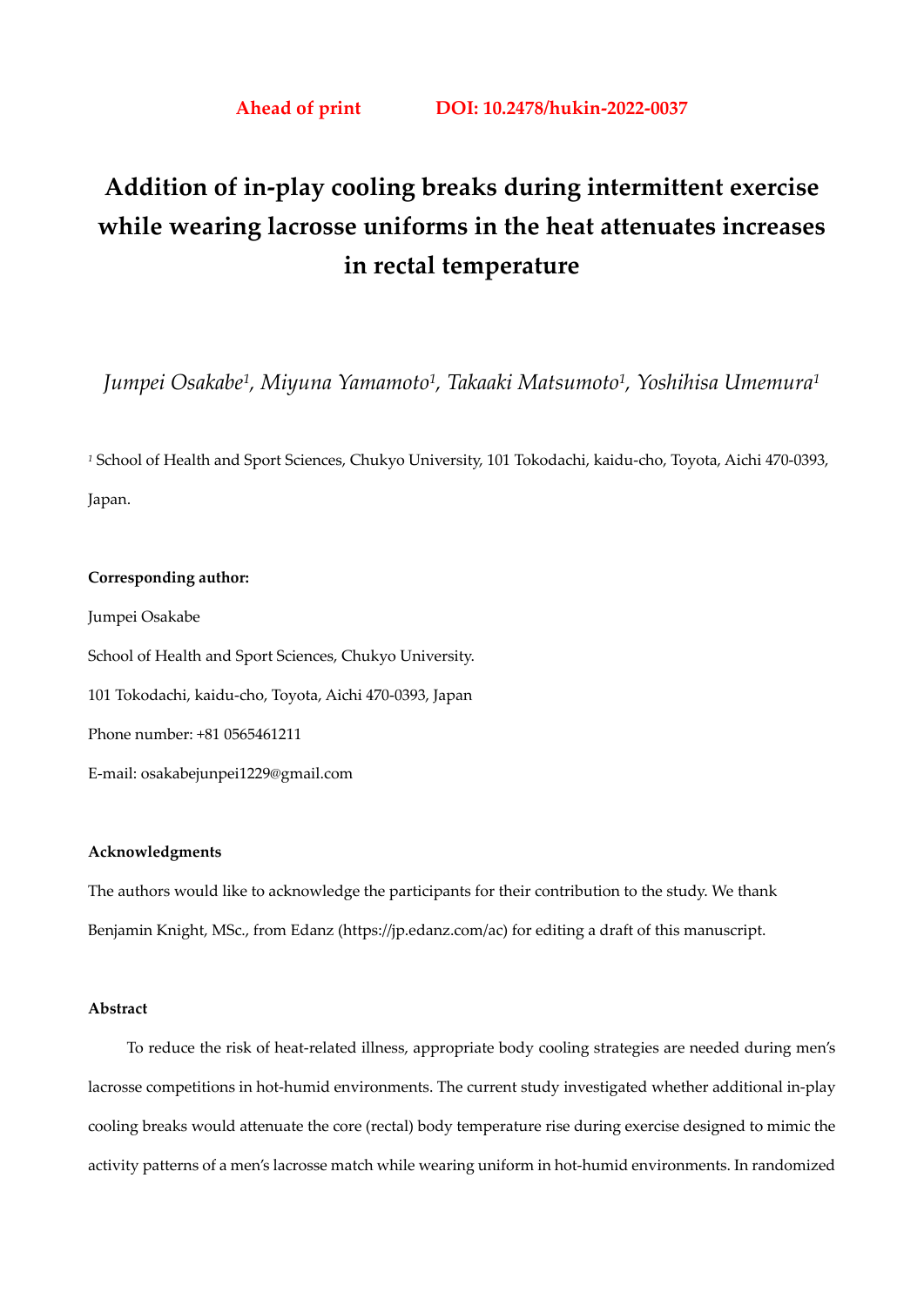**Ahead of print DOI: 10.2478/hukin-2022-0037**

# Addition of in-play cooling breaks during intermittent exercise while wearing lacrosse uniforms in the heat attenuates increases in rectal temperature

*Jumpei Osakabe[1], Miyuna Yamamoto[1], Takaaki Matsumoto[1], Yoshihisa Umemura[1]*

[1] School of Health and Sport Sciences, Chukyo University, 101 Tokodachi, kaidu-cho, Toyota, Aichi 470-0393, Japan.

**Corresponding author:**

Jumpei Osakabe

School of Health and Sport Sciences, Chukyo University.

101 Tokodachi, kaidu-cho, Toyota, Aichi 470-0393, Japan

Phone number: +81 0565461211

E-mail: osakabejunpei1229@gmail.com

**Acknowledgments**

The authors would like to acknowledge the participants for their contribution to the study. We thank Benjamin Knight, MSc., from Edanz (https://jp.edanz.com/ac) for editing a draft of this manuscript.

**Abstract**

To reduce the risk of heat-related illness, appropriate body cooling strategies are needed during men's lacrosse competitions in hot-humid environments. The current study investigated whether additional in-play cooling breaks would attenuate the core (rectal) body temperature rise during exercise designed to mimic the activity patterns of a men's lacrosse match while wearing uniform in hot-humid environments. In randomized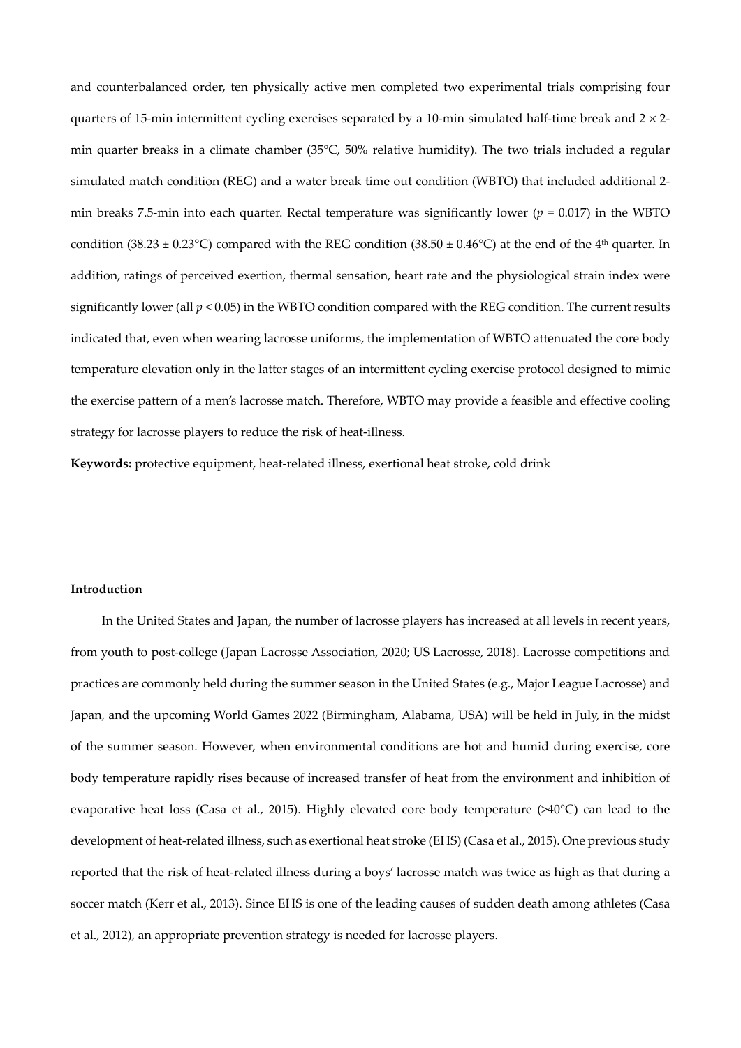and counterbalanced order, ten physically active men completed two experimental trials comprising four quarters of 15-min intermittent cycling exercises separated by a 10-min simulated half-time break and $2 \times 2$-min quarter breaks in a climate chamber (35°C, 50% relative humidity). The two trials included a regular simulated match condition (REG) and a water break time out condition (WBTO) that included additional 2-min breaks 7.5-min into each quarter. Rectal temperature was significantly lower ($p = 0.017$) in the WBTO condition (38.23 ± 0.23°C) compared with the REG condition (38.50 ± 0.46°C) at the end of the 4th quarter. In addition, ratings of perceived exertion, thermal sensation, heart rate and the physiological strain index were significantly lower (all $p < 0.05$) in the WBTO condition compared with the REG condition. The current results indicated that, even when wearing lacrosse uniforms, the implementation of WBTO attenuated the core body temperature elevation only in the latter stages of an intermittent cycling exercise protocol designed to mimic the exercise pattern of a men's lacrosse match. Therefore, WBTO may provide a feasible and effective cooling strategy for lacrosse players to reduce the risk of heat-illness.

**Keywords:** protective equipment, heat-related illness, exertional heat stroke, cold drink

## Introduction

In the United States and Japan, the number of lacrosse players has increased at all levels in recent years, from youth to post-college (Japan Lacrosse Association, 2020; US Lacrosse, 2018). Lacrosse competitions and practices are commonly held during the summer season in the United States (e.g., Major League Lacrosse) and Japan, and the upcoming World Games 2022 (Birmingham, Alabama, USA) will be held in July, in the midst of the summer season. However, when environmental conditions are hot and humid during exercise, core body temperature rapidly rises because of increased transfer of heat from the environment and inhibition of evaporative heat loss (Casa et al., 2015). Highly elevated core body temperature (>40°C) can lead to the development of heat-related illness, such as exertional heat stroke (EHS) (Casa et al., 2015). One previous study reported that the risk of heat-related illness during a boys' lacrosse match was twice as high as that during a soccer match (Kerr et al., 2013). Since EHS is one of the leading causes of sudden death among athletes (Casa et al., 2012), an appropriate prevention strategy is needed for lacrosse players.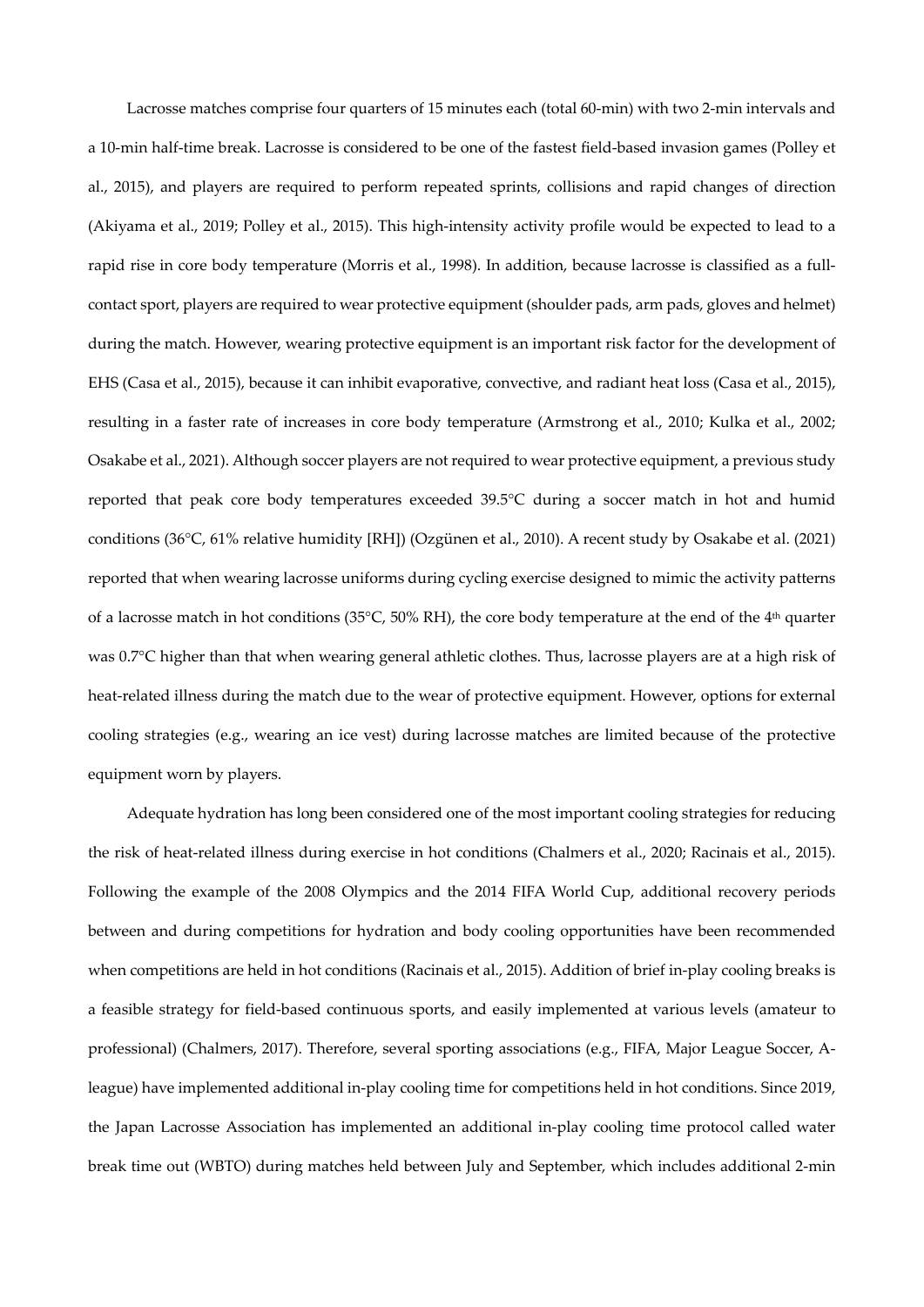Lacrosse matches comprise four quarters of 15 minutes each (total 60-min) with two 2-min intervals and a 10-min half-time break. Lacrosse is considered to be one of the fastest field-based invasion games (Polley et al., 2015), and players are required to perform repeated sprints, collisions and rapid changes of direction (Akiyama et al., 2019; Polley et al., 2015). This high-intensity activity profile would be expected to lead to a rapid rise in core body temperature (Morris et al., 1998). In addition, because lacrosse is classified as a full-contact sport, players are required to wear protective equipment (shoulder pads, arm pads, gloves and helmet) during the match. However, wearing protective equipment is an important risk factor for the development of EHS (Casa et al., 2015), because it can inhibit evaporative, convective, and radiant heat loss (Casa et al., 2015), resulting in a faster rate of increases in core body temperature (Armstrong et al., 2010; Kulka et al., 2002; Osakabe et al., 2021). Although soccer players are not required to wear protective equipment, a previous study reported that peak core body temperatures exceeded 39.5°C during a soccer match in hot and humid conditions (36°C, 61% relative humidity [RH]) (Ozgünen et al., 2010). A recent study by Osakabe et al. (2021) reported that when wearing lacrosse uniforms during cycling exercise designed to mimic the activity patterns of a lacrosse match in hot conditions (35°C, 50% RH), the core body temperature at the end of the 4th quarter was 0.7°C higher than that when wearing general athletic clothes. Thus, lacrosse players are at a high risk of heat-related illness during the match due to the wear of protective equipment. However, options for external cooling strategies (e.g., wearing an ice vest) during lacrosse matches are limited because of the protective equipment worn by players.

Adequate hydration has long been considered one of the most important cooling strategies for reducing the risk of heat-related illness during exercise in hot conditions (Chalmers et al., 2020; Racinais et al., 2015). Following the example of the 2008 Olympics and the 2014 FIFA World Cup, additional recovery periods between and during competitions for hydration and body cooling opportunities have been recommended when competitions are held in hot conditions (Racinais et al., 2015). Addition of brief in-play cooling breaks is a feasible strategy for field-based continuous sports, and easily implemented at various levels (amateur to professional) (Chalmers, 2017). Therefore, several sporting associations (e.g., FIFA, Major League Soccer, A-league) have implemented additional in-play cooling time for competitions held in hot conditions. Since 2019, the Japan Lacrosse Association has implemented an additional in-play cooling time protocol called water break time out (WBTO) during matches held between July and September, which includes additional 2-min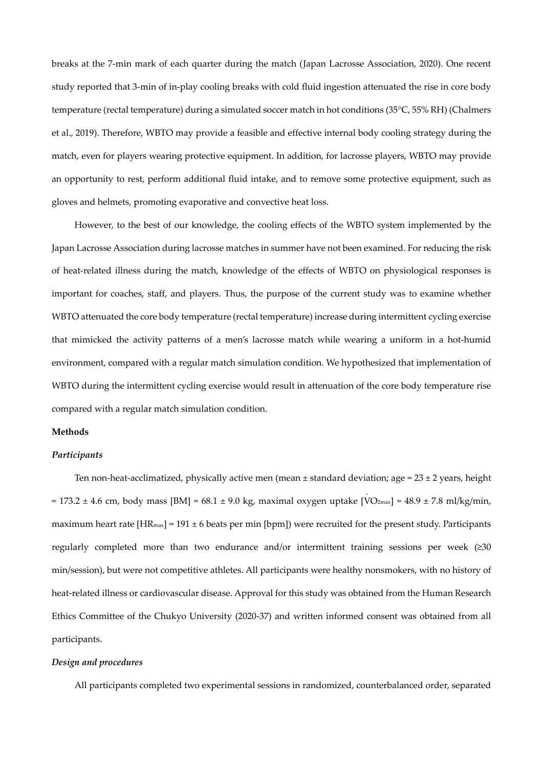breaks at the 7-min mark of each quarter during the match (Japan Lacrosse Association, 2020). One recent study reported that 3-min of in-play cooling breaks with cold fluid ingestion attenuated the rise in core body temperature (rectal temperature) during a simulated soccer match in hot conditions (35°C, 55% RH) (Chalmers et al., 2019). Therefore, WBTO may provide a feasible and effective internal body cooling strategy during the match, even for players wearing protective equipment. In addition, for lacrosse players, WBTO may provide an opportunity to rest, perform additional fluid intake, and to remove some protective equipment, such as gloves and helmets, promoting evaporative and convective heat loss.

However, to the best of our knowledge, the cooling effects of the WBTO system implemented by the Japan Lacrosse Association during lacrosse matches in summer have not been examined. For reducing the risk of heat-related illness during the match, knowledge of the effects of WBTO on physiological responses is important for coaches, staff, and players. Thus, the purpose of the current study was to examine whether WBTO attenuated the core body temperature (rectal temperature) increase during intermittent cycling exercise that mimicked the activity patterns of a men's lacrosse match while wearing a uniform in a hot-humid environment, compared with a regular match simulation condition. We hypothesized that implementation of WBTO during the intermittent cycling exercise would result in attenuation of the core body temperature rise compared with a regular match simulation condition.

**Methods**

***Participants***

Ten non-heat-acclimatized, physically active men (mean ± standard deviation; age = 23 ± 2 years, height = 173.2 ± 4.6 cm, body mass [BM] = 68.1 ± 9.0 kg, maximal oxygen uptake [$\dot{V}O_{2max}$] = 48.9 ± 7.8 ml/kg/min, maximum heart rate [$HR_{max}$] = 191 ± 6 beats per min [bpm]) were recruited for the present study. Participants regularly completed more than two endurance and/or intermittent training sessions per week (≥30 min/session), but were not competitive athletes. All participants were healthy nonsmokers, with no history of heat-related illness or cardiovascular disease. Approval for this study was obtained from the Human Research Ethics Committee of the Chukyo University (2020-37) and written informed consent was obtained from all participants.

***Design and procedures***

All participants completed two experimental sessions in randomized, counterbalanced order, separated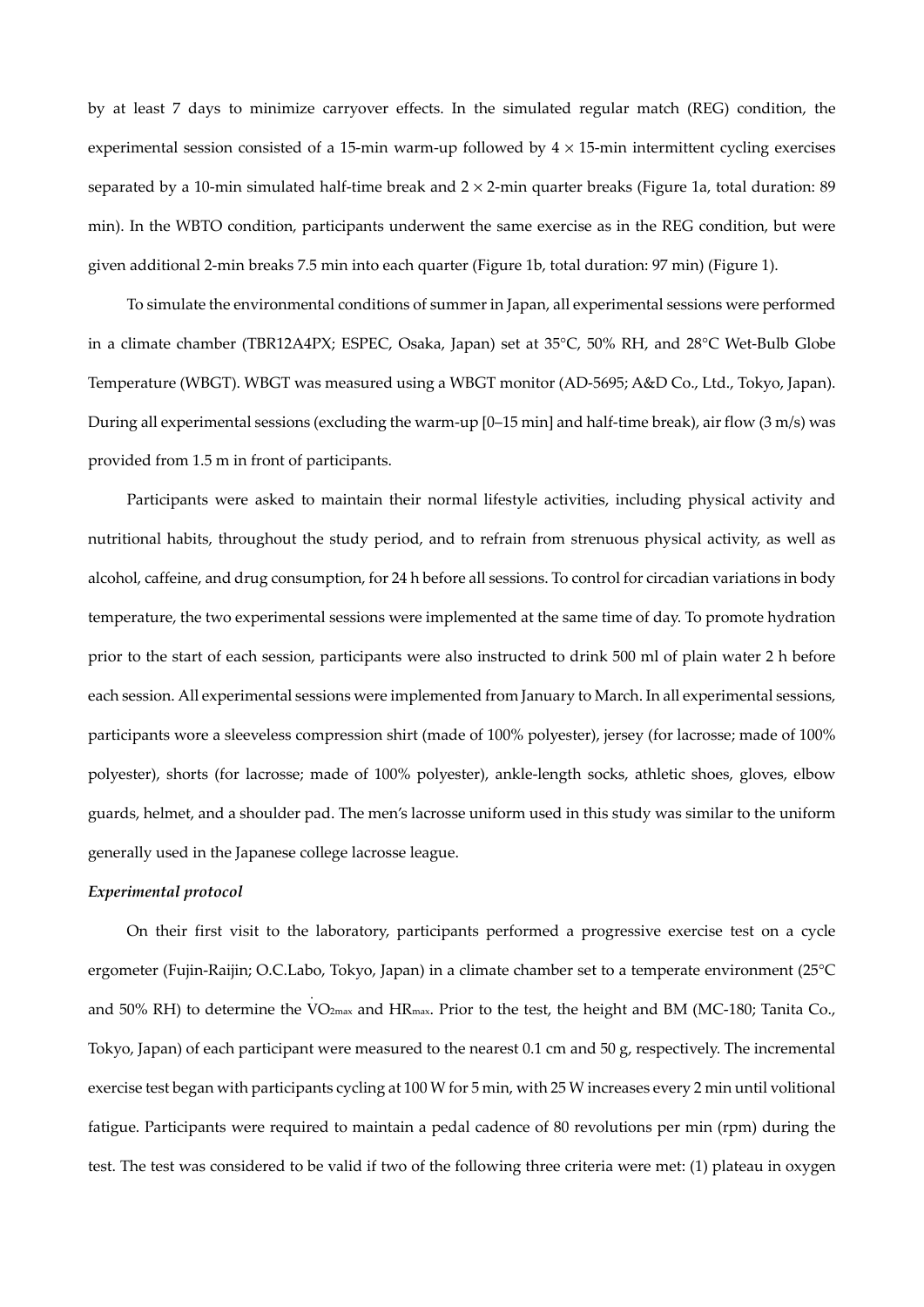by at least 7 days to minimize carryover effects. In the simulated regular match (REG) condition, the experimental session consisted of a 15-min warm-up followed by $4 \times 15$-min intermittent cycling exercises separated by a 10-min simulated half-time break and $2 \times 2$-min quarter breaks (Figure 1a, total duration: 89 min). In the WBTO condition, participants underwent the same exercise as in the REG condition, but were given additional 2-min breaks 7.5 min into each quarter (Figure 1b, total duration: 97 min) (Figure 1).

To simulate the environmental conditions of summer in Japan, all experimental sessions were performed in a climate chamber (TBR12A4PX; ESPEC, Osaka, Japan) set at 35°C, 50% RH, and 28°C Wet-Bulb Globe Temperature (WBGT). WBGT was measured using a WBGT monitor (AD-5695; A&D Co., Ltd., Tokyo, Japan). During all experimental sessions (excluding the warm-up [0–15 min] and half-time break), air flow (3 m/s) was provided from 1.5 m in front of participants.

Participants were asked to maintain their normal lifestyle activities, including physical activity and nutritional habits, throughout the study period, and to refrain from strenuous physical activity, as well as alcohol, caffeine, and drug consumption, for 24 h before all sessions. To control for circadian variations in body temperature, the two experimental sessions were implemented at the same time of day. To promote hydration prior to the start of each session, participants were also instructed to drink 500 ml of plain water 2 h before each session. All experimental sessions were implemented from January to March. In all experimental sessions, participants wore a sleeveless compression shirt (made of 100% polyester), jersey (for lacrosse; made of 100% polyester), shorts (for lacrosse; made of 100% polyester), ankle-length socks, athletic shoes, gloves, elbow guards, helmet, and a shoulder pad. The men's lacrosse uniform used in this study was similar to the uniform generally used in the Japanese college lacrosse league.

### *Experimental protocol*

On their first visit to the laboratory, participants performed a progressive exercise test on a cycle ergometer (Fujin-Raijin; O.C.Labo, Tokyo, Japan) in a climate chamber set to a temperate environment (25°C and 50% RH) to determine the $\dot{V}O_{2max}$ and $HR_{max}$. Prior to the test, the height and BM (MC-180; Tanita Co., Tokyo, Japan) of each participant were measured to the nearest 0.1 cm and 50 g, respectively. The incremental exercise test began with participants cycling at 100 W for 5 min, with 25 W increases every 2 min until volitional fatigue. Participants were required to maintain a pedal cadence of 80 revolutions per min (rpm) during the test. The test was considered to be valid if two of the following three criteria were met: (1) plateau in oxygen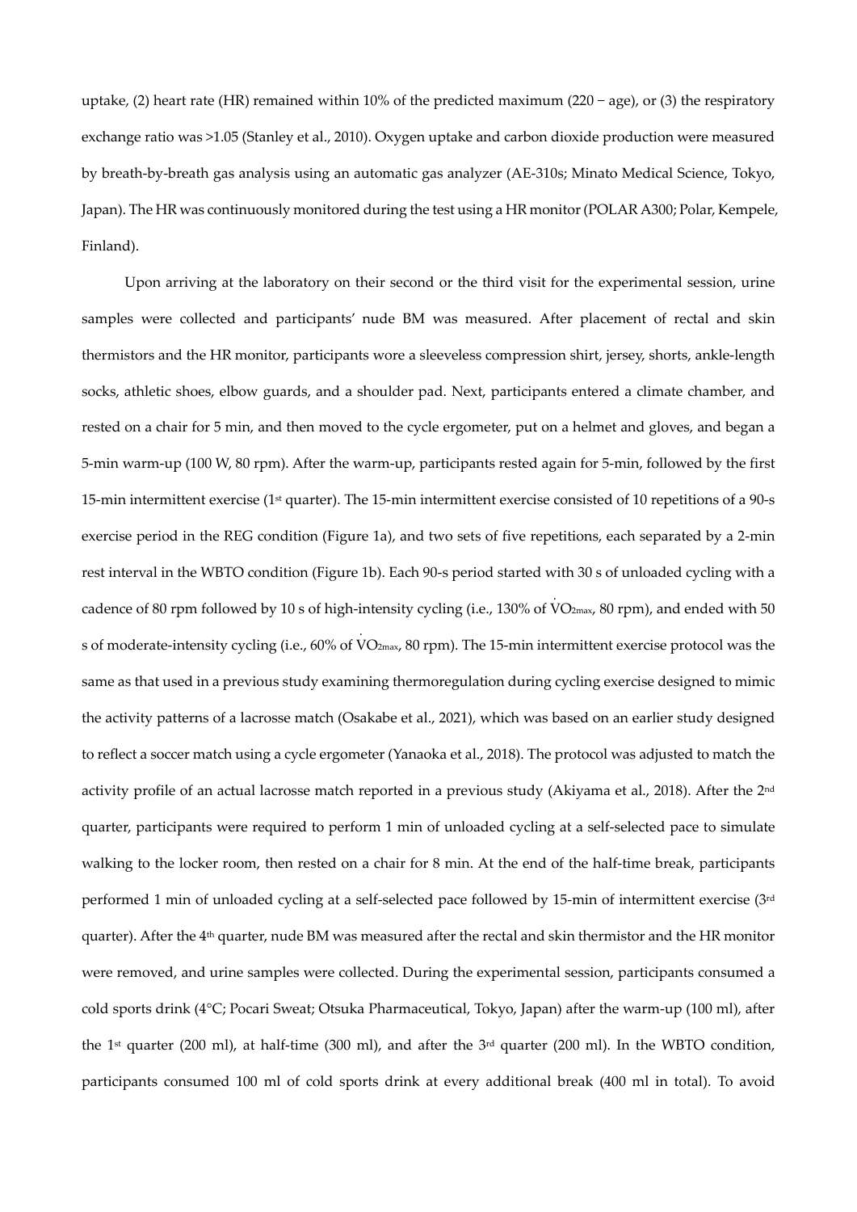uptake, (2) heart rate (HR) remained within 10% of the predicted maximum (220 − age), or (3) the respiratory exchange ratio was >1.05 (Stanley et al., 2010). Oxygen uptake and carbon dioxide production were measured by breath-by-breath gas analysis using an automatic gas analyzer (AE-310s; Minato Medical Science, Tokyo, Japan). The HR was continuously monitored during the test using a HR monitor (POLAR A300; Polar, Kempele, Finland).

Upon arriving at the laboratory on their second or the third visit for the experimental session, urine samples were collected and participants' nude BM was measured. After placement of rectal and skin thermistors and the HR monitor, participants wore a sleeveless compression shirt, jersey, shorts, ankle-length socks, athletic shoes, elbow guards, and a shoulder pad. Next, participants entered a climate chamber, and rested on a chair for 5 min, and then moved to the cycle ergometer, put on a helmet and gloves, and began a 5-min warm-up (100 W, 80 rpm). After the warm-up, participants rested again for 5-min, followed by the first 15-min intermittent exercise (1st quarter). The 15-min intermittent exercise consisted of 10 repetitions of a 90-s exercise period in the REG condition (Figure 1a), and two sets of five repetitions, each separated by a 2-min rest interval in the WBTO condition (Figure 1b). Each 90-s period started with 30 s of unloaded cycling with a cadence of 80 rpm followed by 10 s of high-intensity cycling (i.e., 130% of $\dot{V}O_{2max}$, 80 rpm), and ended with 50 s of moderate-intensity cycling (i.e., 60% of $\dot{V}O_{2max}$, 80 rpm). The 15-min intermittent exercise protocol was the same as that used in a previous study examining thermoregulation during cycling exercise designed to mimic the activity patterns of a lacrosse match (Osakabe et al., 2021), which was based on an earlier study designed to reflect a soccer match using a cycle ergometer (Yanaoka et al., 2018). The protocol was adjusted to match the activity profile of an actual lacrosse match reported in a previous study (Akiyama et al., 2018). After the 2nd quarter, participants were required to perform 1 min of unloaded cycling at a self-selected pace to simulate walking to the locker room, then rested on a chair for 8 min. At the end of the half-time break, participants performed 1 min of unloaded cycling at a self-selected pace followed by 15-min of intermittent exercise (3rd quarter). After the 4th quarter, nude BM was measured after the rectal and skin thermistor and the HR monitor were removed, and urine samples were collected. During the experimental session, participants consumed a cold sports drink (4°C; Pocari Sweat; Otsuka Pharmaceutical, Tokyo, Japan) after the warm-up (100 ml), after the 1st quarter (200 ml), at half-time (300 ml), and after the 3rd quarter (200 ml). In the WBTO condition, participants consumed 100 ml of cold sports drink at every additional break (400 ml in total). To avoid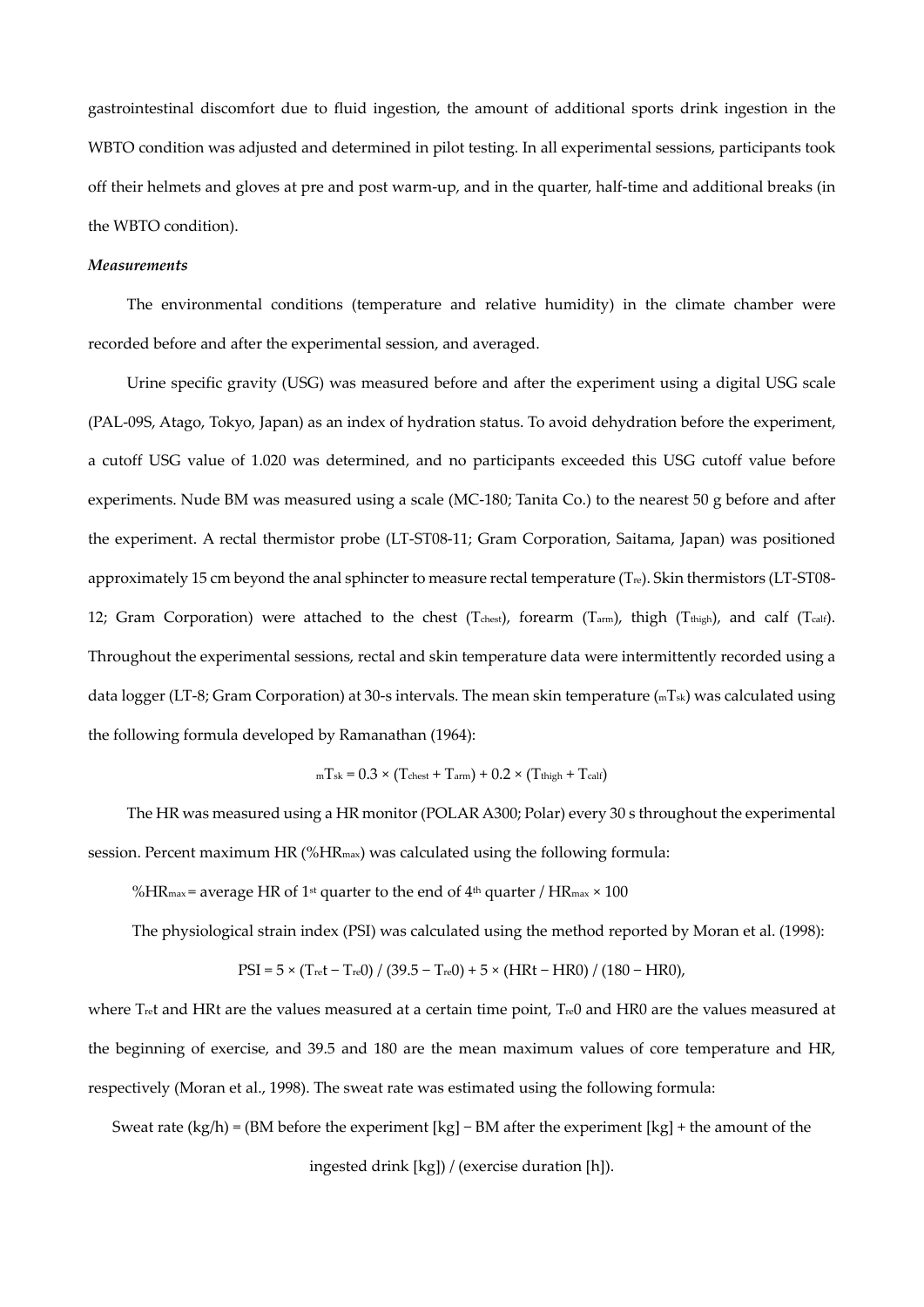gastrointestinal discomfort due to fluid ingestion, the amount of additional sports drink ingestion in the WBTO condition was adjusted and determined in pilot testing. In all experimental sessions, participants took off their helmets and gloves at pre and post warm-up, and in the quarter, half-time and additional breaks (in the WBTO condition).

***Measurements***

The environmental conditions (temperature and relative humidity) in the climate chamber were recorded before and after the experimental session, and averaged.

Urine specific gravity (USG) was measured before and after the experiment using a digital USG scale (PAL-09S, Atago, Tokyo, Japan) as an index of hydration status. To avoid dehydration before the experiment, a cutoff USG value of 1.020 was determined, and no participants exceeded this USG cutoff value before experiments. Nude BM was measured using a scale (MC-180; Tanita Co.) to the nearest 50 g before and after the experiment. A rectal thermistor probe (LT-ST08-11; Gram Corporation, Saitama, Japan) was positioned approximately 15 cm beyond the anal sphincter to measure rectal temperature ($T_{re}$). Skin thermistors (LT-ST08-12; Gram Corporation) were attached to the chest ($T_{chest}$), forearm ($T_{arm}$), thigh ($T_{thigh}$), and calf ($T_{calf}$). Throughout the experimental sessions, rectal and skin temperature data were intermittently recorded using a data logger (LT-8; Gram Corporation) at 30-s intervals. The mean skin temperature (${}_{m}T_{sk}$) was calculated using the following formula developed by Ramanathan (1964):

$${}_{m}T_{sk} = 0.3 \times (T_{chest} + T_{arm}) + 0.2 \times (T_{thigh} + T_{calf})$$

The HR was measured using a HR monitor (POLAR A300; Polar) every 30 s throughout the experimental session. Percent maximum HR (%$HR_{max}$) was calculated using the following formula:

$$\%HR_{max} = \text{average HR of } 1^{st} \text{ quarter to the end of } 4^{th} \text{ quarter} / HR_{max} \times 100$$

The physiological strain index (PSI) was calculated using the method reported by Moran et al. (1998):

$$PSI = 5 \times (T_{re}t - T_{re}0) / (39.5 - T_{re}0) + 5 \times (HRt - HR0) / (180 - HR0),$$

where $T_{re}t$ and HRt are the values measured at a certain time point, $T_{re}0$ and HR0 are the values measured at the beginning of exercise, and 39.5 and 180 are the mean maximum values of core temperature and HR, respectively (Moran et al., 1998). The sweat rate was estimated using the following formula:

Sweat rate (kg/h) = (BM before the experiment [kg] − BM after the experiment [kg] + the amount of the ingested drink [kg]) / (exercise duration [h]).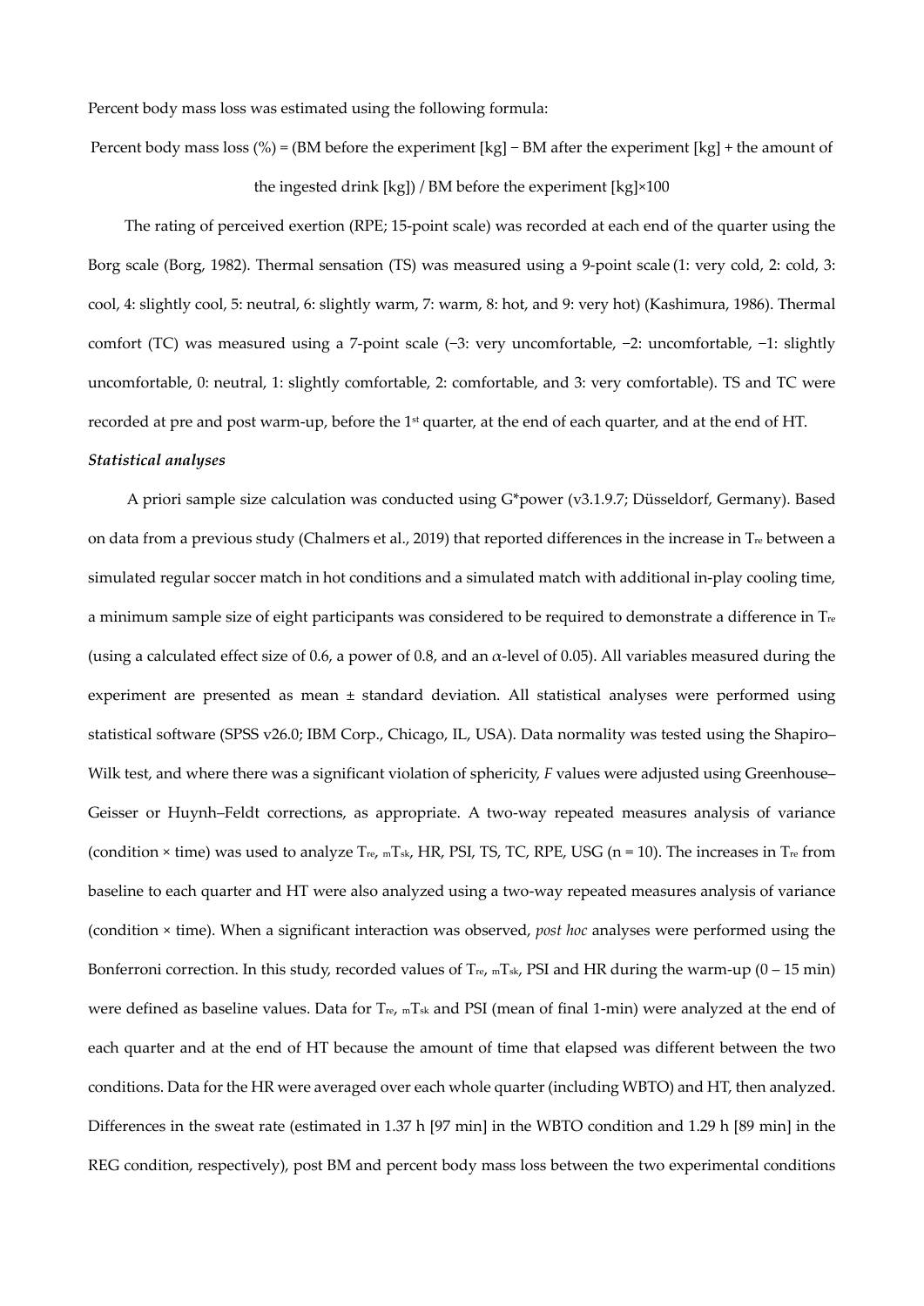Percent body mass loss was estimated using the following formula:

Percent body mass loss (%) = (BM before the experiment [kg] − BM after the experiment [kg] + the amount of the ingested drink [kg]) / BM before the experiment [kg]×100

The rating of perceived exertion (RPE; 15-point scale) was recorded at each end of the quarter using the Borg scale (Borg, 1982). Thermal sensation (TS) was measured using a 9-point scale (1: very cold, 2: cold, 3: cool, 4: slightly cool, 5: neutral, 6: slightly warm, 7: warm, 8: hot, and 9: very hot) (Kashimura, 1986). Thermal comfort (TC) was measured using a 7-point scale (−3: very uncomfortable, −2: uncomfortable, −1: slightly uncomfortable, 0: neutral, 1: slightly comfortable, 2: comfortable, and 3: very comfortable). TS and TC were recorded at pre and post warm-up, before the 1st quarter, at the end of each quarter, and at the end of HT.

***Statistical analyses***

A priori sample size calculation was conducted using G*power (v3.1.9.7; Düsseldorf, Germany). Based on data from a previous study (Chalmers et al., 2019) that reported differences in the increase in $T_{re}$ between a simulated regular soccer match in hot conditions and a simulated match with additional in-play cooling time, a minimum sample size of eight participants was considered to be required to demonstrate a difference in $T_{re}$ (using a calculated effect size of 0.6, a power of 0.8, and an $\alpha$-level of 0.05). All variables measured during the experiment are presented as mean ± standard deviation. All statistical analyses were performed using statistical software (SPSS v26.0; IBM Corp., Chicago, IL, USA). Data normality was tested using the Shapiro–Wilk test, and where there was a significant violation of sphericity, $F$ values were adjusted using Greenhouse–Geisser or Huynh–Feldt corrections, as appropriate. A two-way repeated measures analysis of variance (condition × time) was used to analyze $T_{re}$, $_{m}T_{sk}$, HR, PSI, TS, TC, RPE, USG (n = 10). The increases in $T_{re}$ from baseline to each quarter and HT were also analyzed using a two-way repeated measures analysis of variance (condition × time). When a significant interaction was observed, *post hoc* analyses were performed using the Bonferroni correction. In this study, recorded values of $T_{re}$, $_{m}T_{sk}$, PSI and HR during the warm-up (0 – 15 min) were defined as baseline values. Data for $T_{re}$, $_{m}T_{sk}$ and PSI (mean of final 1-min) were analyzed at the end of each quarter and at the end of HT because the amount of time that elapsed was different between the two conditions. Data for the HR were averaged over each whole quarter (including WBTO) and HT, then analyzed. Differences in the sweat rate (estimated in 1.37 h [97 min] in the WBTO condition and 1.29 h [89 min] in the REG condition, respectively), post BM and percent body mass loss between the two experimental conditions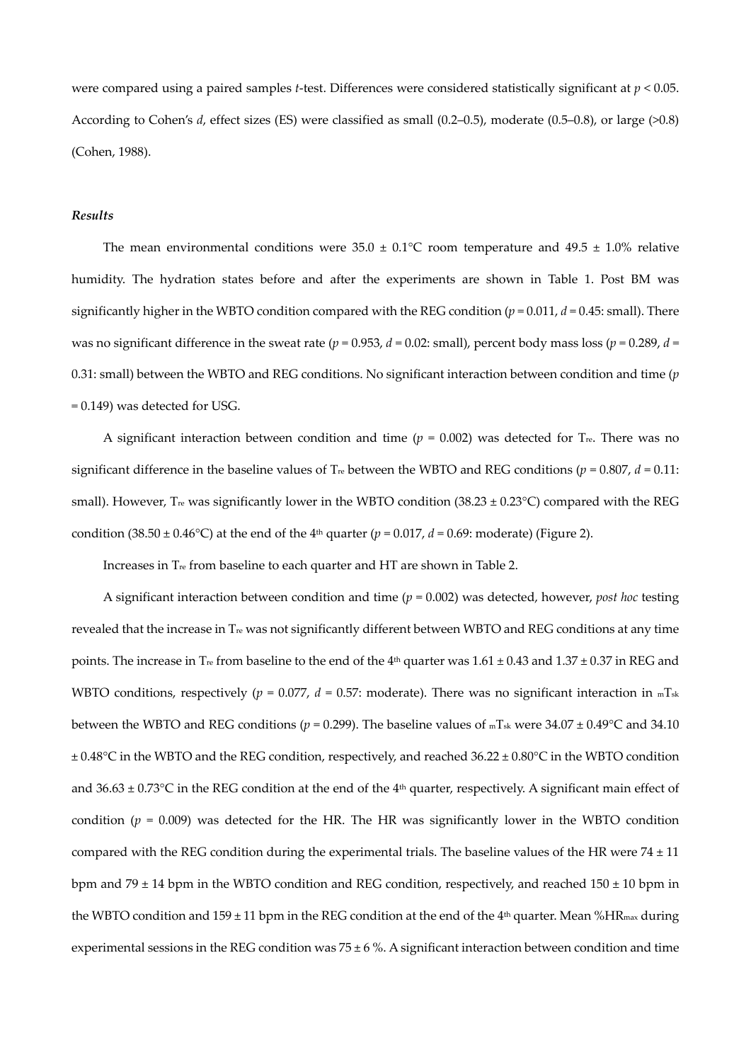were compared using a paired samples *t*-test. Differences were considered statistically significant at $p < 0.05$. According to Cohen's *d*, effect sizes (ES) were classified as small (0.2–0.5), moderate (0.5–0.8), or large (>0.8) (Cohen, 1988).

### *Results*

The mean environmental conditions were 35.0 ± 0.1°C room temperature and 49.5 ± 1.0% relative humidity. The hydration states before and after the experiments are shown in Table 1. Post BM was significantly higher in the WBTO condition compared with the REG condition ($p = 0.011$, $d = 0.45$: small). There was no significant difference in the sweat rate ($p = 0.953$, $d = 0.02$: small), percent body mass loss ($p = 0.289$, $d = 0.31$: small) between the WBTO and REG conditions. No significant interaction between condition and time ($p = 0.149$) was detected for USG.

A significant interaction between condition and time ($p = 0.002$) was detected for $T_{re}$. There was no significant difference in the baseline values of $T_{re}$ between the WBTO and REG conditions ($p = 0.807$, $d = 0.11$: small). However, $T_{re}$ was significantly lower in the WBTO condition (38.23 ± 0.23°C) compared with the REG condition (38.50 ± 0.46°C) at the end of the 4th quarter ($p = 0.017$, $d = 0.69$: moderate) (Figure 2).

Increases in $T_{re}$ from baseline to each quarter and HT are shown in Table 2.

A significant interaction between condition and time ($p = 0.002$) was detected, however, *post hoc* testing revealed that the increase in $T_{re}$ was not significantly different between WBTO and REG conditions at any time points. The increase in $T_{re}$ from baseline to the end of the 4th quarter was 1.61 ± 0.43 and 1.37 ± 0.37 in REG and WBTO conditions, respectively ($p = 0.077$, $d = 0.57$: moderate). There was no significant interaction in $_{m}T_{sk}$ between the WBTO and REG conditions ($p = 0.299$). The baseline values of $_{m}T_{sk}$ were 34.07 ± 0.49°C and 34.10 ± 0.48°C in the WBTO and the REG condition, respectively, and reached 36.22 ± 0.80°C in the WBTO condition and 36.63 ± 0.73°C in the REG condition at the end of the 4th quarter, respectively. A significant main effect of condition ($p = 0.009$) was detected for the HR. The HR was significantly lower in the WBTO condition compared with the REG condition during the experimental trials. The baseline values of the HR were 74 ± 11 bpm and 79 ± 14 bpm in the WBTO condition and REG condition, respectively, and reached 150 ± 10 bpm in the WBTO condition and 159 ± 11 bpm in the REG condition at the end of the 4th quarter. Mean $\%HR_{max}$ during experimental sessions in the REG condition was 75 ± 6 %. A significant interaction between condition and time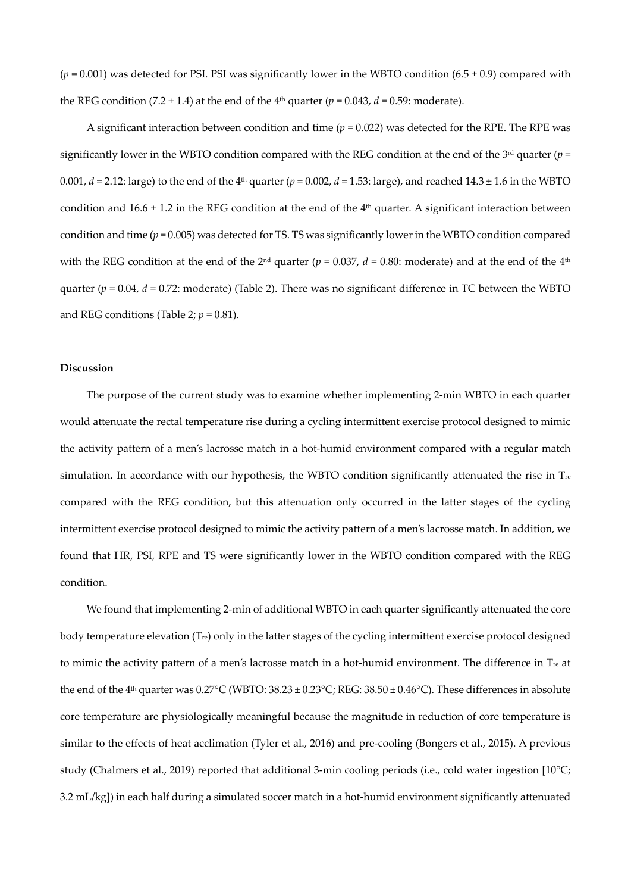($p$ = 0.001) was detected for PSI. PSI was significantly lower in the WBTO condition (6.5 ± 0.9) compared with the REG condition (7.2 ± 1.4) at the end of the 4th quarter ($p$ = 0.043, $d$ = 0.59: moderate).

A significant interaction between condition and time ($p$ = 0.022) was detected for the RPE. The RPE was significantly lower in the WBTO condition compared with the REG condition at the end of the 3rd quarter ($p$ = 0.001, $d$ = 2.12: large) to the end of the 4th quarter ($p$ = 0.002, $d$ = 1.53: large), and reached 14.3 ± 1.6 in the WBTO condition and 16.6 ± 1.2 in the REG condition at the end of the 4th quarter. A significant interaction between condition and time ($p$ = 0.005) was detected for TS. TS was significantly lower in the WBTO condition compared with the REG condition at the end of the 2nd quarter ($p$ = 0.037, $d$ = 0.80: moderate) and at the end of the 4th quarter ($p$ = 0.04, $d$ = 0.72: moderate) (Table 2). There was no significant difference in TC between the WBTO and REG conditions (Table 2; $p$ = 0.81).

**Discussion**

The purpose of the current study was to examine whether implementing 2-min WBTO in each quarter would attenuate the rectal temperature rise during a cycling intermittent exercise protocol designed to mimic the activity pattern of a men's lacrosse match in a hot-humid environment compared with a regular match simulation. In accordance with our hypothesis, the WBTO condition significantly attenuated the rise in $T_{re}$ compared with the REG condition, but this attenuation only occurred in the latter stages of the cycling intermittent exercise protocol designed to mimic the activity pattern of a men's lacrosse match. In addition, we found that HR, PSI, RPE and TS were significantly lower in the WBTO condition compared with the REG condition.

We found that implementing 2-min of additional WBTO in each quarter significantly attenuated the core body temperature elevation ($T_{re}$) only in the latter stages of the cycling intermittent exercise protocol designed to mimic the activity pattern of a men's lacrosse match in a hot-humid environment. The difference in $T_{re}$ at the end of the 4th quarter was 0.27°C (WBTO: 38.23 ± 0.23°C; REG: 38.50 ± 0.46°C). These differences in absolute core temperature are physiologically meaningful because the magnitude in reduction of core temperature is similar to the effects of heat acclimation (Tyler et al., 2016) and pre-cooling (Bongers et al., 2015). A previous study (Chalmers et al., 2019) reported that additional 3-min cooling periods (i.e., cold water ingestion [10°C; 3.2 mL/kg]) in each half during a simulated soccer match in a hot-humid environment significantly attenuated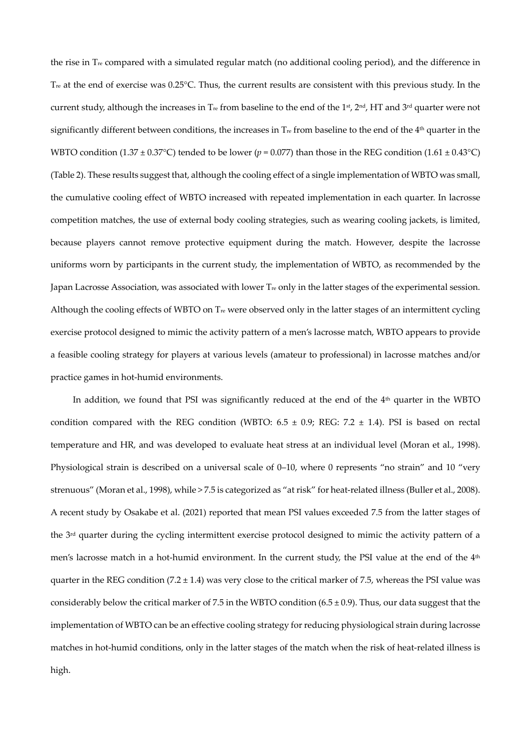the rise in $T_{re}$ compared with a simulated regular match (no additional cooling period), and the difference in $T_{re}$ at the end of exercise was 0.25°C. Thus, the current results are consistent with this previous study. In the current study, although the increases in $T_{re}$ from baseline to the end of the 1st, 2nd, HT and 3rd quarter were not significantly different between conditions, the increases in $T_{re}$ from baseline to the end of the 4th quarter in the WBTO condition (1.37 ± 0.37°C) tended to be lower ($p = 0.077$) than those in the REG condition (1.61 ± 0.43°C) (Table 2). These results suggest that, although the cooling effect of a single implementation of WBTO was small, the cumulative cooling effect of WBTO increased with repeated implementation in each quarter. In lacrosse competition matches, the use of external body cooling strategies, such as wearing cooling jackets, is limited, because players cannot remove protective equipment during the match. However, despite the lacrosse uniforms worn by participants in the current study, the implementation of WBTO, as recommended by the Japan Lacrosse Association, was associated with lower $T_{re}$ only in the latter stages of the experimental session. Although the cooling effects of WBTO on $T_{re}$ were observed only in the latter stages of an intermittent cycling exercise protocol designed to mimic the activity pattern of a men's lacrosse match, WBTO appears to provide a feasible cooling strategy for players at various levels (amateur to professional) in lacrosse matches and/or practice games in hot-humid environments.

In addition, we found that PSI was significantly reduced at the end of the 4th quarter in the WBTO condition compared with the REG condition (WBTO: 6.5 ± 0.9; REG: 7.2 ± 1.4). PSI is based on rectal temperature and HR, and was developed to evaluate heat stress at an individual level (Moran et al., 1998). Physiological strain is described on a universal scale of 0–10, where 0 represents "no strain" and 10 "very strenuous" (Moran et al., 1998), while > 7.5 is categorized as "at risk" for heat-related illness (Buller et al., 2008). A recent study by Osakabe et al. (2021) reported that mean PSI values exceeded 7.5 from the latter stages of the 3rd quarter during the cycling intermittent exercise protocol designed to mimic the activity pattern of a men's lacrosse match in a hot-humid environment. In the current study, the PSI value at the end of the 4th quarter in the REG condition (7.2 ± 1.4) was very close to the critical marker of 7.5, whereas the PSI value was considerably below the critical marker of 7.5 in the WBTO condition (6.5 ± 0.9). Thus, our data suggest that the implementation of WBTO can be an effective cooling strategy for reducing physiological strain during lacrosse matches in hot-humid conditions, only in the latter stages of the match when the risk of heat-related illness is high.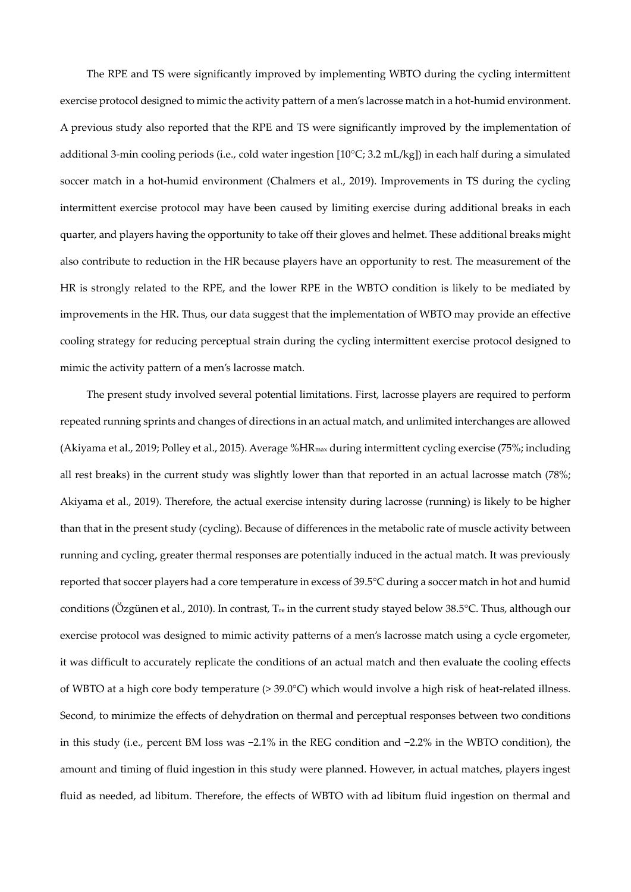The RPE and TS were significantly improved by implementing WBTO during the cycling intermittent exercise protocol designed to mimic the activity pattern of a men's lacrosse match in a hot-humid environment. A previous study also reported that the RPE and TS were significantly improved by the implementation of additional 3-min cooling periods (i.e., cold water ingestion [10°C; 3.2 mL/kg]) in each half during a simulated soccer match in a hot-humid environment (Chalmers et al., 2019). Improvements in TS during the cycling intermittent exercise protocol may have been caused by limiting exercise during additional breaks in each quarter, and players having the opportunity to take off their gloves and helmet. These additional breaks might also contribute to reduction in the HR because players have an opportunity to rest. The measurement of the HR is strongly related to the RPE, and the lower RPE in the WBTO condition is likely to be mediated by improvements in the HR. Thus, our data suggest that the implementation of WBTO may provide an effective cooling strategy for reducing perceptual strain during the cycling intermittent exercise protocol designed to mimic the activity pattern of a men's lacrosse match.

The present study involved several potential limitations. First, lacrosse players are required to perform repeated running sprints and changes of directions in an actual match, and unlimited interchanges are allowed (Akiyama et al., 2019; Polley et al., 2015). Average $\%HR_{max}$ during intermittent cycling exercise (75%; including all rest breaks) in the current study was slightly lower than that reported in an actual lacrosse match (78%; Akiyama et al., 2019). Therefore, the actual exercise intensity during lacrosse (running) is likely to be higher than that in the present study (cycling). Because of differences in the metabolic rate of muscle activity between running and cycling, greater thermal responses are potentially induced in the actual match. It was previously reported that soccer players had a core temperature in excess of 39.5°C during a soccer match in hot and humid conditions (Özgünen et al., 2010). In contrast, $T_{re}$ in the current study stayed below 38.5°C. Thus, although our exercise protocol was designed to mimic activity patterns of a men's lacrosse match using a cycle ergometer, it was difficult to accurately replicate the conditions of an actual match and then evaluate the cooling effects of WBTO at a high core body temperature (> 39.0°C) which would involve a high risk of heat-related illness. Second, to minimize the effects of dehydration on thermal and perceptual responses between two conditions in this study (i.e., percent BM loss was −2.1% in the REG condition and −2.2% in the WBTO condition), the amount and timing of fluid ingestion in this study were planned. However, in actual matches, players ingest fluid as needed, ad libitum. Therefore, the effects of WBTO with ad libitum fluid ingestion on thermal and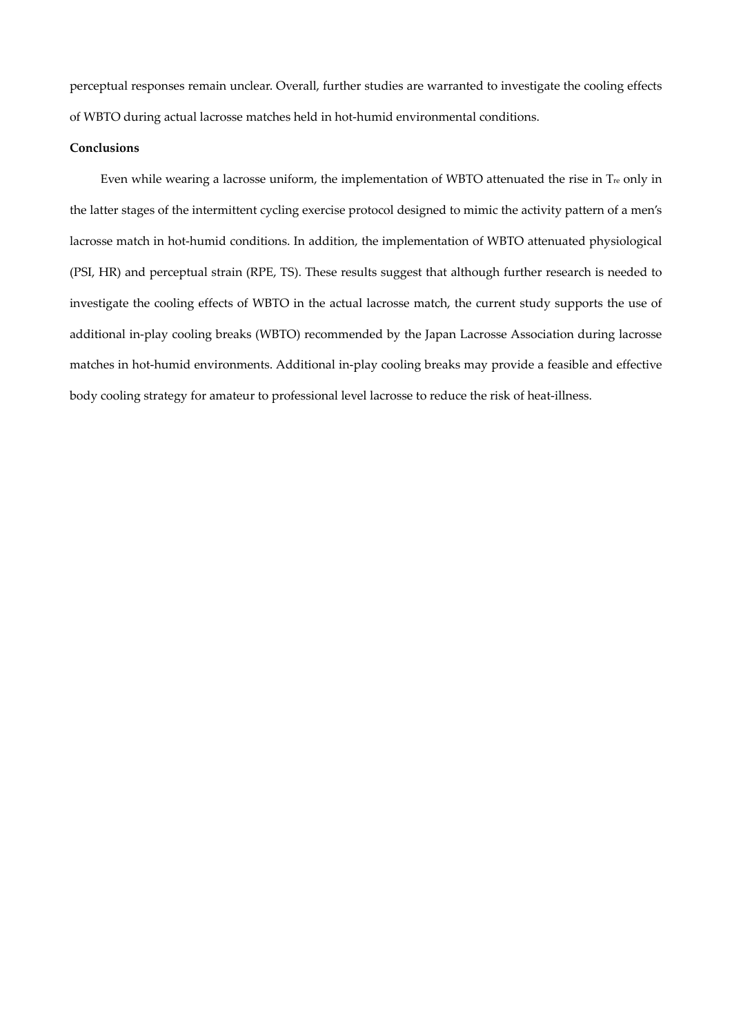perceptual responses remain unclear. Overall, further studies are warranted to investigate the cooling effects of WBTO during actual lacrosse matches held in hot-humid environmental conditions.

**Conclusions**

Even while wearing a lacrosse uniform, the implementation of WBTO attenuated the rise in $T_{re}$ only in the latter stages of the intermittent cycling exercise protocol designed to mimic the activity pattern of a men's lacrosse match in hot-humid conditions. In addition, the implementation of WBTO attenuated physiological (PSI, HR) and perceptual strain (RPE, TS). These results suggest that although further research is needed to investigate the cooling effects of WBTO in the actual lacrosse match, the current study supports the use of additional in-play cooling breaks (WBTO) recommended by the Japan Lacrosse Association during lacrosse matches in hot-humid environments. Additional in-play cooling breaks may provide a feasible and effective body cooling strategy for amateur to professional level lacrosse to reduce the risk of heat-illness.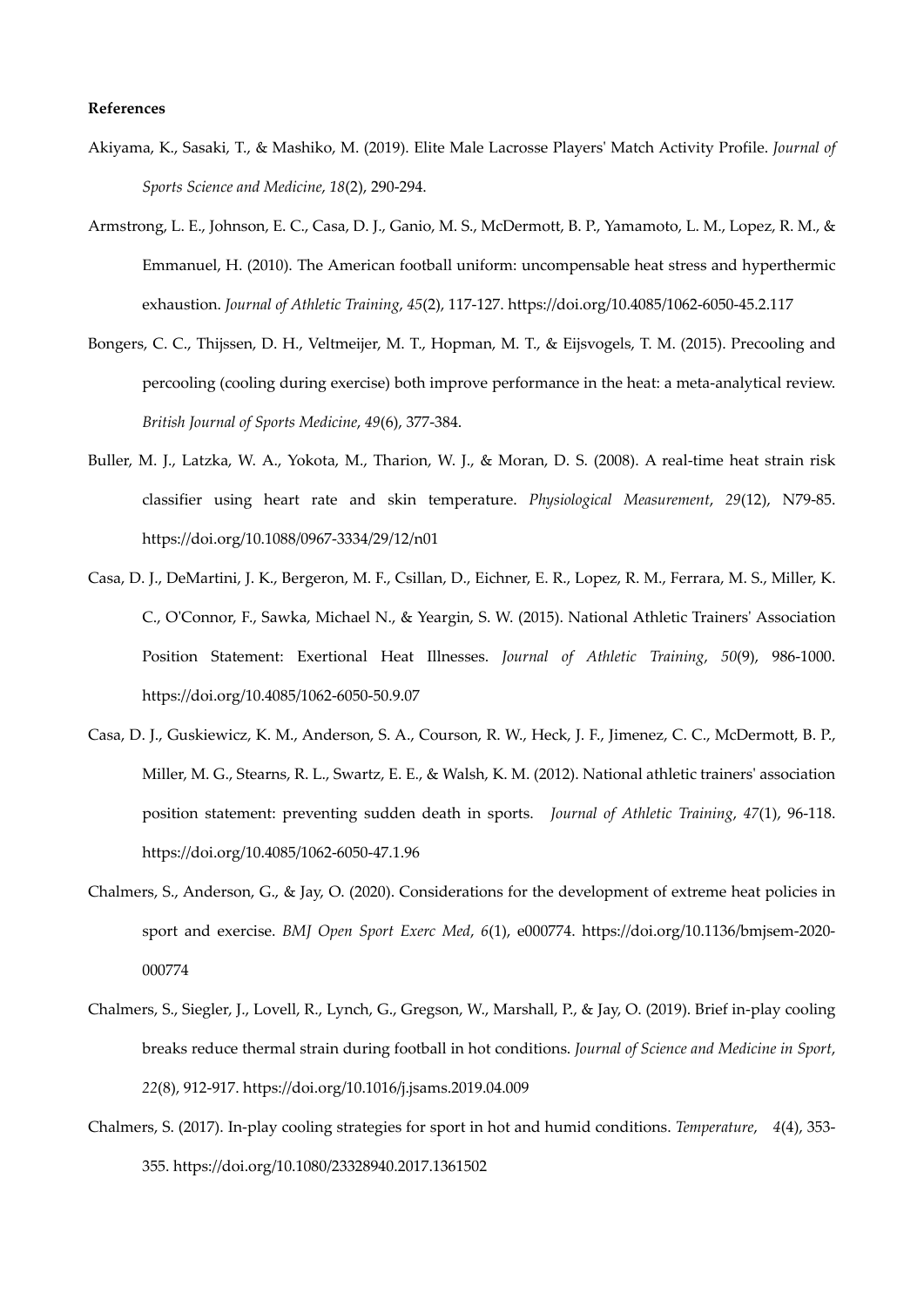**References**

Akiyama, K., Sasaki, T., & Mashiko, M. (2019). Elite Male Lacrosse Players' Match Activity Profile. *Journal of Sports Science and Medicine*, *18*(2), 290-294.

Armstrong, L. E., Johnson, E. C., Casa, D. J., Ganio, M. S., McDermott, B. P., Yamamoto, L. M., Lopez, R. M., & Emmanuel, H. (2010). The American football uniform: uncompensable heat stress and hyperthermic exhaustion. *Journal of Athletic Training*, *45*(2), 117-127. https://doi.org/10.4085/1062-6050-45.2.117

Bongers, C. C., Thijssen, D. H., Veltmeijer, M. T., Hopman, M. T., & Eijsvogels, T. M. (2015). Precooling and percooling (cooling during exercise) both improve performance in the heat: a meta-analytical review. *British Journal of Sports Medicine*, *49*(6), 377-384.

Buller, M. J., Latzka, W. A., Yokota, M., Tharion, W. J., & Moran, D. S. (2008). A real-time heat strain risk classifier using heart rate and skin temperature. *Physiological Measurement*, *29*(12), N79-85. https://doi.org/10.1088/0967-3334/29/12/n01

Casa, D. J., DeMartini, J. K., Bergeron, M. F., Csillan, D., Eichner, E. R., Lopez, R. M., Ferrara, M. S., Miller, K. C., O'Connor, F., Sawka, Michael N., & Yeargin, S. W. (2015). National Athletic Trainers' Association Position Statement: Exertional Heat Illnesses. *Journal of Athletic Training*, *50*(9), 986-1000. https://doi.org/10.4085/1062-6050-50.9.07

Casa, D. J., Guskiewicz, K. M., Anderson, S. A., Courson, R. W., Heck, J. F., Jimenez, C. C., McDermott, B. P., Miller, M. G., Stearns, R. L., Swartz, E. E., & Walsh, K. M. (2012). National athletic trainers' association position statement: preventing sudden death in sports. *Journal of Athletic Training*, *47*(1), 96-118. https://doi.org/10.4085/1062-6050-47.1.96

Chalmers, S., Anderson, G., & Jay, O. (2020). Considerations for the development of extreme heat policies in sport and exercise. *BMJ Open Sport Exerc Med*, *6*(1), e000774. https://doi.org/10.1136/bmjsem-2020-000774

Chalmers, S., Siegler, J., Lovell, R., Lynch, G., Gregson, W., Marshall, P., & Jay, O. (2019). Brief in-play cooling breaks reduce thermal strain during football in hot conditions. *Journal of Science and Medicine in Sport*, *22*(8), 912-917. https://doi.org/10.1016/j.jsams.2019.04.009

Chalmers, S. (2017). In-play cooling strategies for sport in hot and humid conditions. *Temperature*, *4*(4), 353-355. https://doi.org/10.1080/23328940.2017.1361502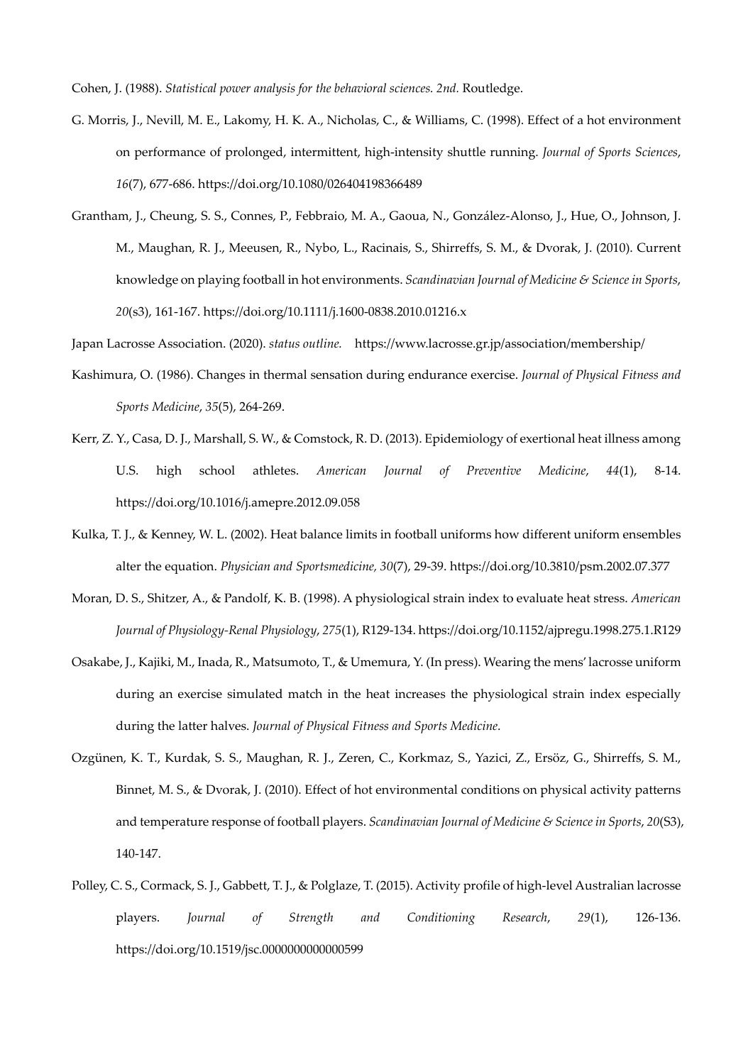Cohen, J. (1988). *Statistical power analysis for the behavioral sciences. 2nd.* Routledge.

G. Morris, J., Nevill, M. E., Lakomy, H. K. A., Nicholas, C., & Williams, C. (1998). Effect of a hot environment on performance of prolonged, intermittent, high-intensity shuttle running. *Journal of Sports Sciences*, *16*(7), 677-686. https://doi.org/10.1080/026404198366489

Grantham, J., Cheung, S. S., Connes, P., Febbraio, M. A., Gaoua, N., González-Alonso, J., Hue, O., Johnson, J. M., Maughan, R. J., Meeusen, R., Nybo, L., Racinais, S., Shirreffs, S. M., & Dvorak, J. (2010). Current knowledge on playing football in hot environments. *Scandinavian Journal of Medicine & Science in Sports*, *20*(s3), 161-167. https://doi.org/10.1111/j.1600-0838.2010.01216.x

Japan Lacrosse Association. (2020). *status outline.* https://www.lacrosse.gr.jp/association/membership/

Kashimura, O. (1986). Changes in thermal sensation during endurance exercise. *Journal of Physical Fitness and Sports Medicine*, *35*(5), 264-269.

Kerr, Z. Y., Casa, D. J., Marshall, S. W., & Comstock, R. D. (2013). Epidemiology of exertional heat illness among U.S. high school athletes. *American Journal of Preventive Medicine*, *44*(1), 8-14. https://doi.org/10.1016/j.amepre.2012.09.058

Kulka, T. J., & Kenney, W. L. (2002). Heat balance limits in football uniforms how different uniform ensembles alter the equation. *Physician and Sportsmedicine, 30*(7), 29-39. https://doi.org/10.3810/psm.2002.07.377

Moran, D. S., Shitzer, A., & Pandolf, K. B. (1998). A physiological strain index to evaluate heat stress. *American Journal of Physiology-Renal Physiology*, *275*(1), R129-134. https://doi.org/10.1152/ajpregu.1998.275.1.R129

Osakabe, J., Kajiki, M., Inada, R., Matsumoto, T., & Umemura, Y. (In press). Wearing the mens' lacrosse uniform during an exercise simulated match in the heat increases the physiological strain index especially during the latter halves. *Journal of Physical Fitness and Sports Medicine*.

Ozgünen, K. T., Kurdak, S. S., Maughan, R. J., Zeren, C., Korkmaz, S., Yazici, Z., Ersöz, G., Shirreffs, S. M., Binnet, M. S., & Dvorak, J. (2010). Effect of hot environmental conditions on physical activity patterns and temperature response of football players. *Scandinavian Journal of Medicine & Science in Sports*, *20*(S3), 140-147.

Polley, C. S., Cormack, S. J., Gabbett, T. J., & Polglaze, T. (2015). Activity profile of high-level Australian lacrosse players. *Journal of Strength and Conditioning Research*, *29*(1), 126-136. https://doi.org/10.1519/jsc.0000000000000599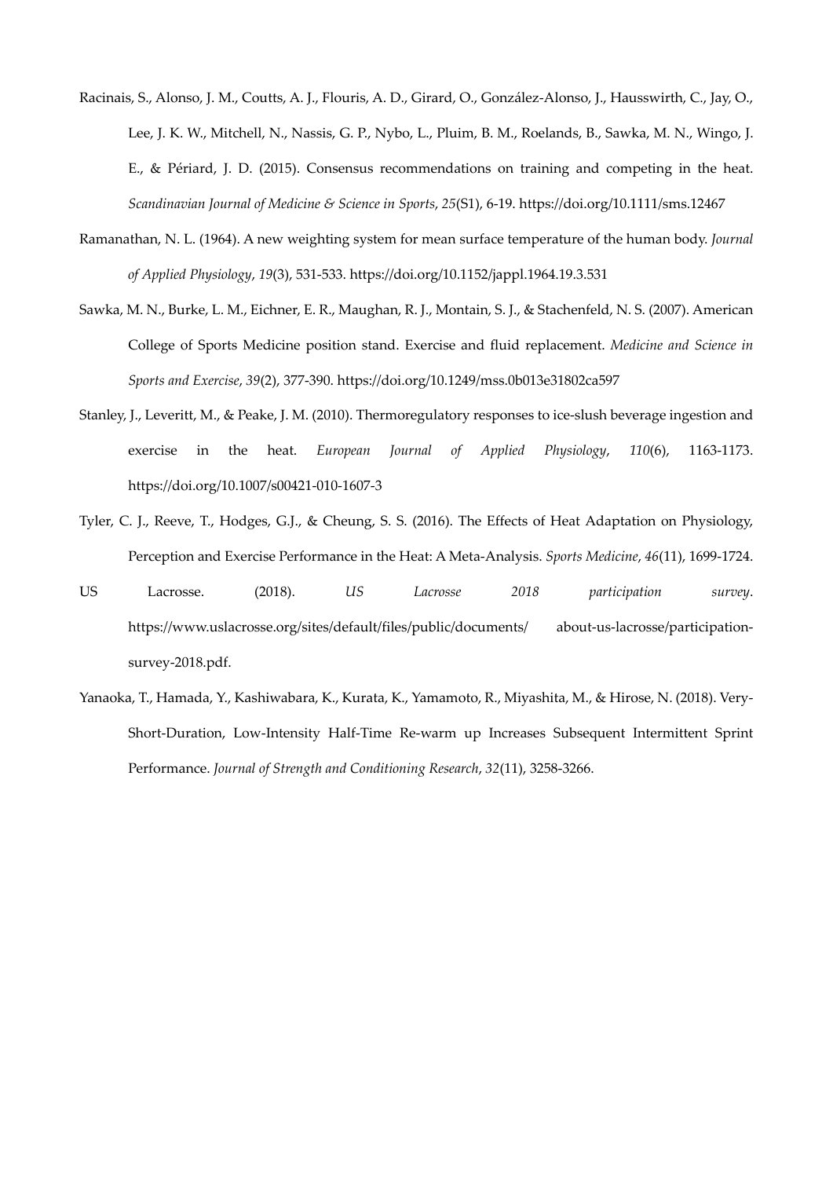Racinais, S., Alonso, J. M., Coutts, A. J., Flouris, A. D., Girard, O., González-Alonso, J., Hausswirth, C., Jay, O., Lee, J. K. W., Mitchell, N., Nassis, G. P., Nybo, L., Pluim, B. M., Roelands, B., Sawka, M. N., Wingo, J. E., & Périard, J. D. (2015). Consensus recommendations on training and competing in the heat. *Scandinavian Journal of Medicine & Science in Sports*, *25*(S1), 6-19. https://doi.org/10.1111/sms.12467

Ramanathan, N. L. (1964). A new weighting system for mean surface temperature of the human body. *Journal of Applied Physiology*, *19*(3), 531-533. https://doi.org/10.1152/jappl.1964.19.3.531

Sawka, M. N., Burke, L. M., Eichner, E. R., Maughan, R. J., Montain, S. J., & Stachenfeld, N. S. (2007). American College of Sports Medicine position stand. Exercise and fluid replacement. *Medicine and Science in Sports and Exercise*, *39*(2), 377-390. https://doi.org/10.1249/mss.0b013e31802ca597

Stanley, J., Leveritt, M., & Peake, J. M. (2010). Thermoregulatory responses to ice-slush beverage ingestion and exercise in the heat. *European Journal of Applied Physiology*, *110*(6), 1163-1173. https://doi.org/10.1007/s00421-010-1607-3

Tyler, C. J., Reeve, T., Hodges, G.J., & Cheung, S. S. (2016). The Effects of Heat Adaptation on Physiology, Perception and Exercise Performance in the Heat: A Meta-Analysis. *Sports Medicine*, *46*(11), 1699-1724.

US Lacrosse. (2018). *US Lacrosse 2018 participation survey*. https://www.uslacrosse.org/sites/default/files/public/documents/ about-us-lacrosse/participation-survey-2018.pdf.

Yanaoka, T., Hamada, Y., Kashiwabara, K., Kurata, K., Yamamoto, R., Miyashita, M., & Hirose, N. (2018). Very-Short-Duration, Low-Intensity Half-Time Re-warm up Increases Subsequent Intermittent Sprint Performance. *Journal of Strength and Conditioning Research*, *32*(11), 3258-3266.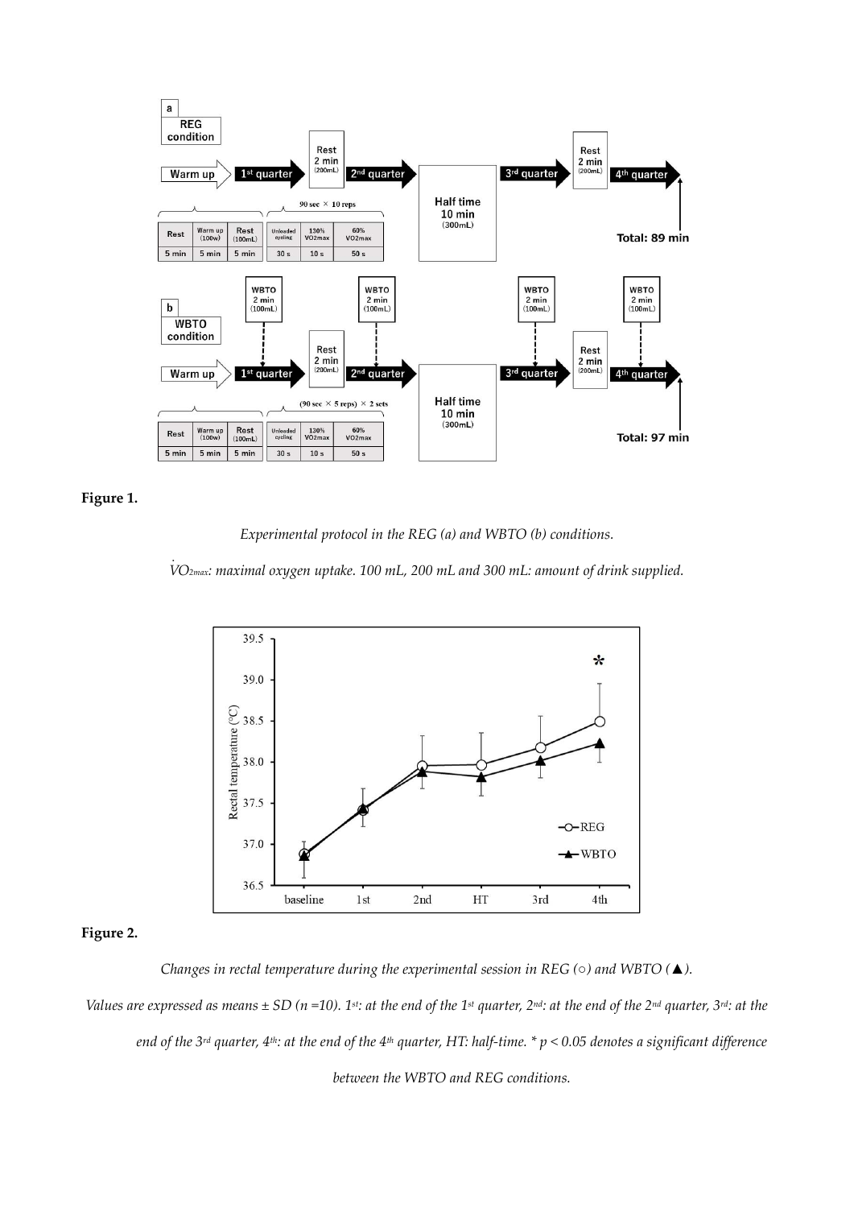**Figure 1.**

*Experimental protocol in the REG (a) and WBTO (b) conditions.*

*$\dot{V}O_{2max}$: maximal oxygen uptake. 100 mL, 200 mL and 300 mL: amount of drink supplied.*

**Figure 2.**

*Changes in rectal temperature during the experimental session in REG (○) and WBTO (▲).*

*Values are expressed as means ± SD (n =10). 1st: at the end of the 1st quarter, 2nd: at the end of the 2nd quarter, 3rd: at the end of the 3rd quarter, 4th: at the end of the 4th quarter, HT: half-time. * $p < 0.05$ denotes a significant difference between the WBTO and REG conditions.*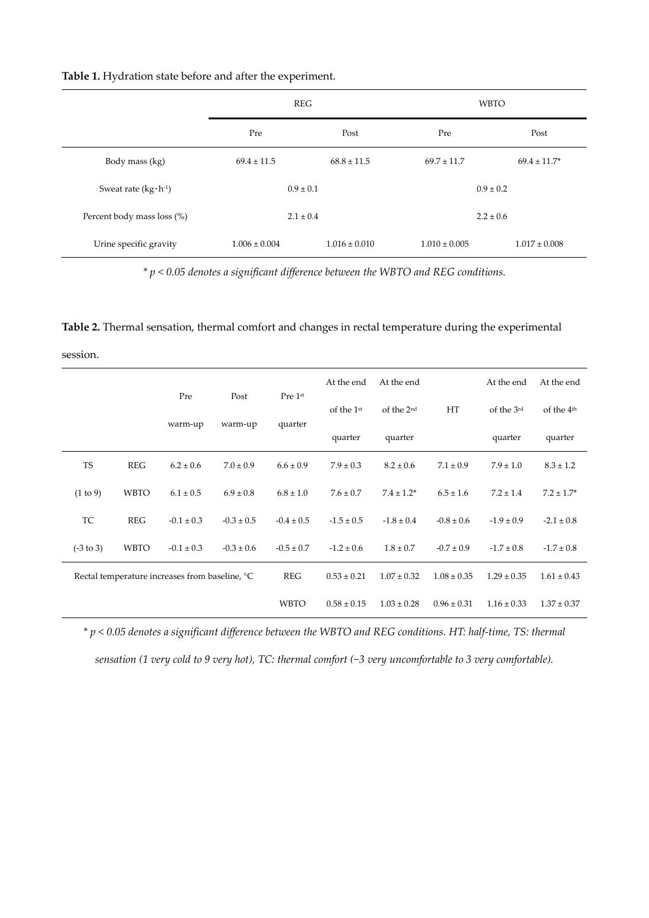**Table 1.** Hydration state before and after the experiment.

| | REG | | WBTO | |
|---|---|---|---|---|
| | Pre | Post | Pre | Post |
| Body mass (kg) | 69.4 ± 11.5 | 68.8 ± 11.5 | 69.7 ± 11.7 | 69.4 ± 11.7* |
| Sweat rate ($kg \cdot h^{-1}$) | 0.9 ± 0.1 | | 0.9 ± 0.2 | |
| Percent body mass loss (%) | 2.1 ± 0.4 | | 2.2 ± 0.6 | |
| Urine specific gravity | 1.006 ± 0.004 | 1.016 ± 0.010 | 1.010 ± 0.005 | 1.017 ± 0.008 |

*\* $p < 0.05$ denotes a significant difference between the WBTO and REG conditions.*

**Table 2.** Thermal sensation, thermal comfort and changes in rectal temperature during the experimental session.

| | | Pre warm-up | Post warm-up | Pre 1st quarter | At the end of the 1st quarter | At the end of the 2nd quarter | HT | At the end of the 3rd quarter | At the end of the 4th quarter |
|---|---|---|---|---|---|---|---|---|---|
| TS | REG | 6.2 ± 0.6 | 7.0 ± 0.9 | 6.6 ± 0.9 | 7.9 ± 0.3 | 8.2 ± 0.6 | 7.1 ± 0.9 | 7.9 ± 1.0 | 8.3 ± 1.2 |
| (1 to 9) | WBTO | 6.1 ± 0.5 | 6.9 ± 0.8 | 6.8 ± 1.0 | 7.6 ± 0.7 | 7.4 ± 1.2* | 6.5 ± 1.6 | 7.2 ± 1.4 | 7.2 ± 1.7* |
| TC | REG | -0.1 ± 0.3 | -0.3 ± 0.5 | -0.4 ± 0.5 | -1.5 ± 0.5 | -1.8 ± 0.4 | -0.8 ± 0.6 | -1.9 ± 0.9 | -2.1 ± 0.8 |
| (-3 to 3) | WBTO | -0.1 ± 0.3 | -0.3 ± 0.6 | -0.5 ± 0.7 | -1.2 ± 0.6 | 1.8 ± 0.7 | -0.7 ± 0.9 | -1.7 ± 0.8 | -1.7 ± 0.8 |
| Rectal temperature increases from baseline, °C | | | | REG | 0.53 ± 0.21 | 1.07 ± 0.32 | 1.08 ± 0.35 | 1.29 ± 0.35 | 1.61 ± 0.43 |
| | | | | WBTO | 0.58 ± 0.15 | 1.03 ± 0.28 | 0.96 ± 0.31 | 1.16 ± 0.33 | 1.37 ± 0.37 |

*\* $p < 0.05$ denotes a significant difference between the WBTO and REG conditions. HT: half-time, TS: thermal sensation (1 very cold to 9 very hot), TC: thermal comfort (−3 very uncomfortable to 3 very comfortable).*